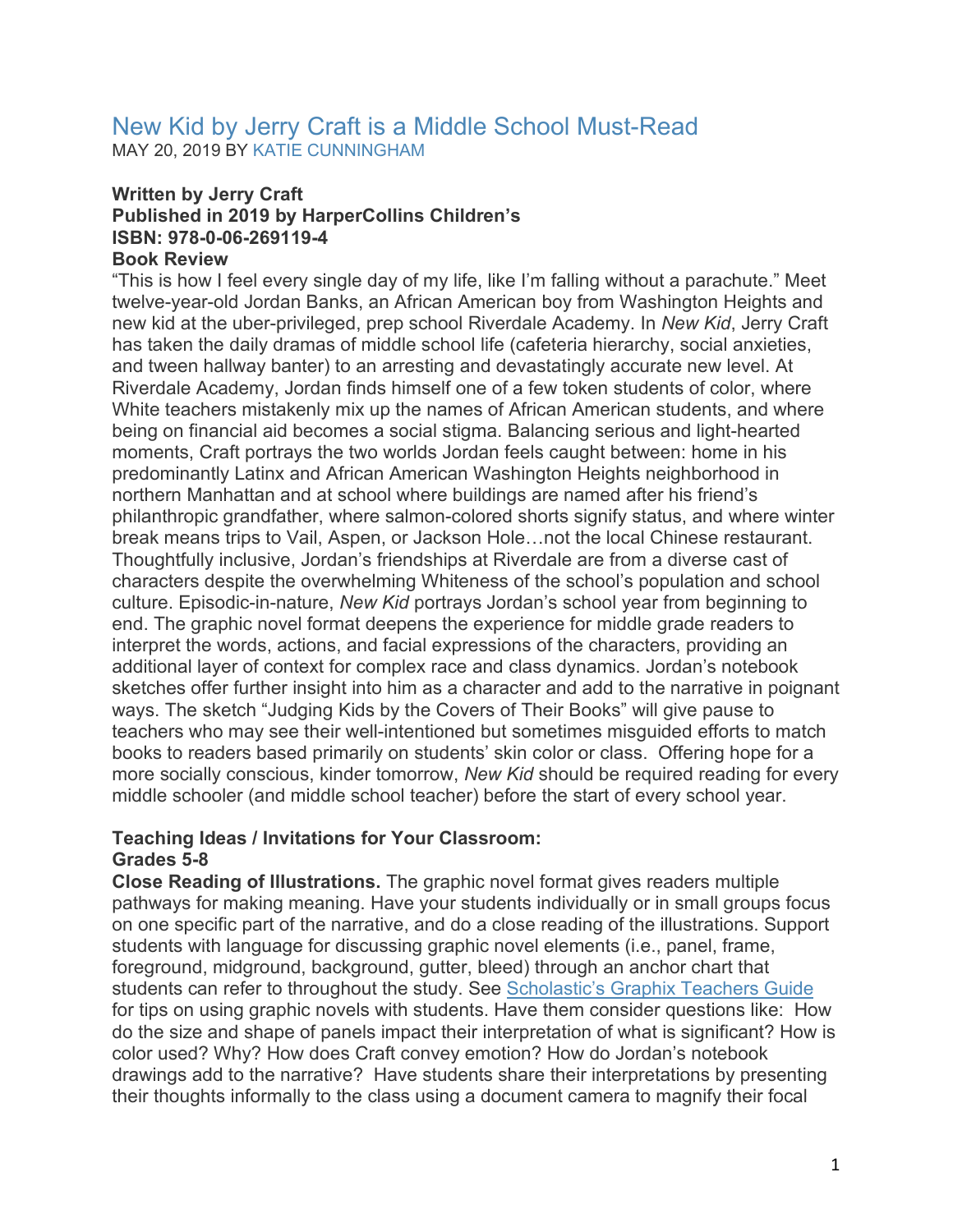# New Kid by Jerry Craft is a Middle School Must-Read

MAY 20, 2019 BY KATIE CUNNINGHAM

**Written by Jerry Craft**
**Published in 2019 by HarperCollins Children's**
**ISBN: 978-0-06-269119-4**
**Book Review**

"This is how I feel every single day of my life, like I'm falling without a parachute." Meet twelve-year-old Jordan Banks, an African American boy from Washington Heights and new kid at the uber-privileged, prep school Riverdale Academy. In *New Kid*, Jerry Craft has taken the daily dramas of middle school life (cafeteria hierarchy, social anxieties, and tween hallway banter) to an arresting and devastatingly accurate new level. At Riverdale Academy, Jordan finds himself one of a few token students of color, where White teachers mistakenly mix up the names of African American students, and where being on financial aid becomes a social stigma. Balancing serious and light-hearted moments, Craft portrays the two worlds Jordan feels caught between: home in his predominantly Latinx and African American Washington Heights neighborhood in northern Manhattan and at school where buildings are named after his friend's philanthropic grandfather, where salmon-colored shorts signify status, and where winter break means trips to Vail, Aspen, or Jackson Hole…not the local Chinese restaurant. Thoughtfully inclusive, Jordan's friendships at Riverdale are from a diverse cast of characters despite the overwhelming Whiteness of the school's population and school culture. Episodic-in-nature, *New Kid* portrays Jordan's school year from beginning to end. The graphic novel format deepens the experience for middle grade readers to interpret the words, actions, and facial expressions of the characters, providing an additional layer of context for complex race and class dynamics. Jordan's notebook sketches offer further insight into him as a character and add to the narrative in poignant ways. The sketch "Judging Kids by the Covers of Their Books" will give pause to teachers who may see their well-intentioned but sometimes misguided efforts to match books to readers based primarily on students' skin color or class. Offering hope for a more socially conscious, kinder tomorrow, *New Kid* should be required reading for every middle schooler (and middle school teacher) before the start of every school year.

**Teaching Ideas / Invitations for Your Classroom:**
**Grades 5-8**

**Close Reading of Illustrations.** The graphic novel format gives readers multiple pathways for making meaning. Have your students individually or in small groups focus on one specific part of the narrative, and do a close reading of the illustrations. Support students with language for discussing graphic novel elements (i.e., panel, frame, foreground, midground, background, gutter, bleed) through an anchor chart that students can refer to throughout the study. See Scholastic's Graphix Teachers Guide for tips on using graphic novels with students. Have them consider questions like: How do the size and shape of panels impact their interpretation of what is significant? How is color used? Why? How does Craft convey emotion? How do Jordan's notebook drawings add to the narrative? Have students share their interpretations by presenting their thoughts informally to the class using a document camera to magnify their focal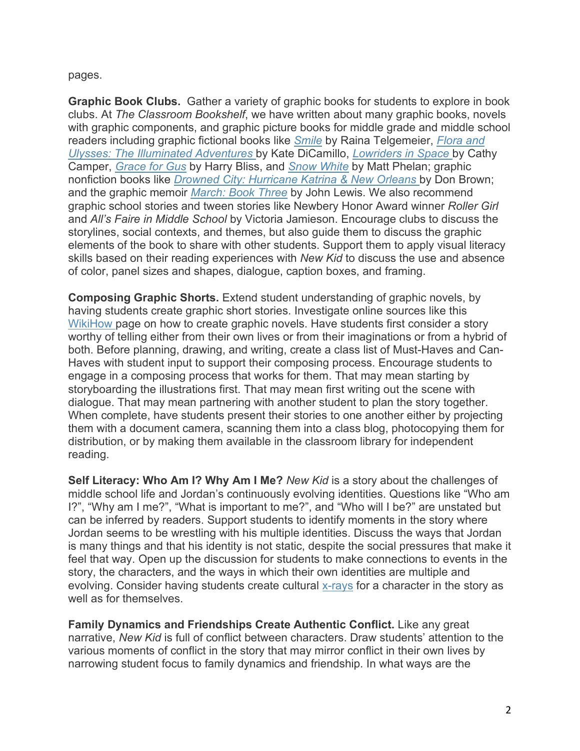pages.

**Graphic Book Clubs.** Gather a variety of graphic books for students to explore in book clubs. At *The Classroom Bookshelf*, we have written about many graphic books, novels with graphic components, and graphic picture books for middle grade and middle school readers including graphic fictional books like *Smile* by Raina Telgemeier, *Flora and Ulysses: The Illuminated Adventures* by Kate DiCamillo, *Lowriders in Space* by Cathy Camper, *Grace for Gus* by Harry Bliss, and *Snow White* by Matt Phelan; graphic nonfiction books like *Drowned City: Hurricane Katrina & New Orleans* by Don Brown; and the graphic memoir *March: Book Three* by John Lewis. We also recommend graphic school stories and tween stories like Newbery Honor Award winner *Roller Girl* and *All's Faire in Middle School* by Victoria Jamieson. Encourage clubs to discuss the storylines, social contexts, and themes, but also guide them to discuss the graphic elements of the book to share with other students. Support them to apply visual literacy skills based on their reading experiences with *New Kid* to discuss the use and absence of color, panel sizes and shapes, dialogue, caption boxes, and framing.

**Composing Graphic Shorts.** Extend student understanding of graphic novels, by having students create graphic short stories. Investigate online sources like this WikiHow page on how to create graphic novels. Have students first consider a story worthy of telling either from their own lives or from their imaginations or from a hybrid of both. Before planning, drawing, and writing, create a class list of Must-Haves and Can-Haves with student input to support their composing process. Encourage students to engage in a composing process that works for them. That may mean starting by storyboarding the illustrations first. That may mean first writing out the scene with dialogue. That may mean partnering with another student to plan the story together. When complete, have students present their stories to one another either by projecting them with a document camera, scanning them into a class blog, photocopying them for distribution, or by making them available in the classroom library for independent reading.

**Self Literacy: Who Am I? Why Am I Me?** *New Kid* is a story about the challenges of middle school life and Jordan's continuously evolving identities. Questions like "Who am I?", "Why am I me?", "What is important to me?", and "Who will I be?" are unstated but can be inferred by readers. Support students to identify moments in the story where Jordan seems to be wrestling with his multiple identities. Discuss the ways that Jordan is many things and that his identity is not static, despite the social pressures that make it feel that way. Open up the discussion for students to make connections to events in the story, the characters, and the ways in which their own identities are multiple and evolving. Consider having students create cultural x-rays for a character in the story as well as for themselves.

**Family Dynamics and Friendships Create Authentic Conflict.** Like any great narrative, *New Kid* is full of conflict between characters. Draw students' attention to the various moments of conflict in the story that may mirror conflict in their own lives by narrowing student focus to family dynamics and friendship. In what ways are the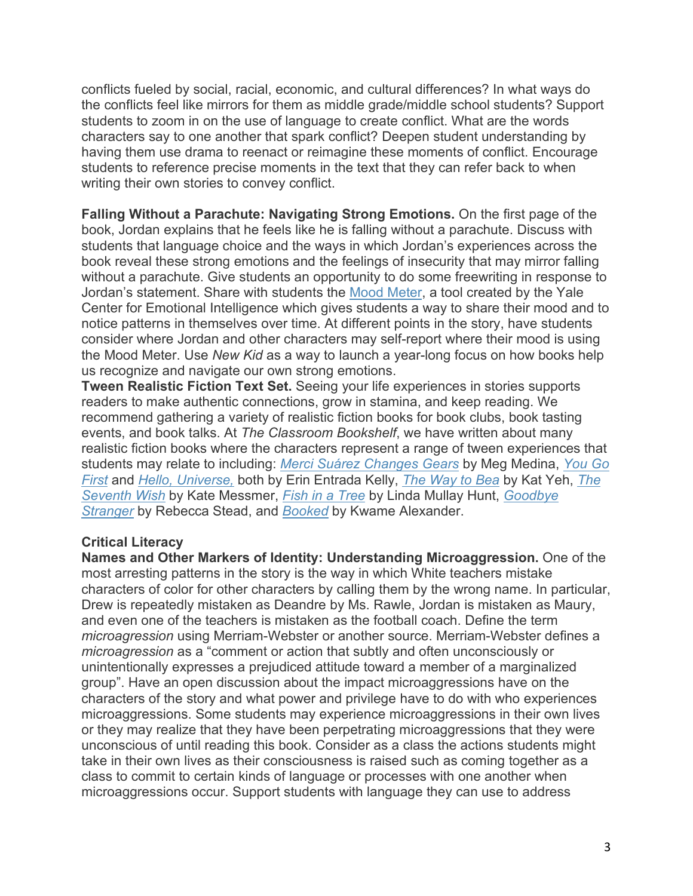conflicts fueled by social, racial, economic, and cultural differences? In what ways do the conflicts feel like mirrors for them as middle grade/middle school students? Support students to zoom in on the use of language to create conflict. What are the words characters say to one another that spark conflict? Deepen student understanding by having them use drama to reenact or reimagine these moments of conflict. Encourage students to reference precise moments in the text that they can refer back to when writing their own stories to convey conflict.

**Falling Without a Parachute: Navigating Strong Emotions.** On the first page of the book, Jordan explains that he feels like he is falling without a parachute. Discuss with students that language choice and the ways in which Jordan's experiences across the book reveal these strong emotions and the feelings of insecurity that may mirror falling without a parachute. Give students an opportunity to do some freewriting in response to Jordan's statement. Share with students the Mood Meter, a tool created by the Yale Center for Emotional Intelligence which gives students a way to share their mood and to notice patterns in themselves over time. At different points in the story, have students consider where Jordan and other characters may self-report where their mood is using the Mood Meter. Use *New Kid* as a way to launch a year-long focus on how books help us recognize and navigate our own strong emotions.

**Tween Realistic Fiction Text Set.** Seeing your life experiences in stories supports readers to make authentic connections, grow in stamina, and keep reading. We recommend gathering a variety of realistic fiction books for book clubs, book tasting events, and book talks. At *The Classroom Bookshelf*, we have written about many realistic fiction books where the characters represent a range of tween experiences that students may relate to including: *Merci Suárez Changes Gears* by Meg Medina, *You Go First* and *Hello, Universe,* both by Erin Entrada Kelly, *The Way to Bea* by Kat Yeh, *The Seventh Wish* by Kate Messmer, *Fish in a Tree* by Linda Mullay Hunt, *Goodbye Stranger* by Rebecca Stead, and *Booked* by Kwame Alexander.

**Critical Literacy**

**Names and Other Markers of Identity: Understanding Microaggression.** One of the most arresting patterns in the story is the way in which White teachers mistake characters of color for other characters by calling them by the wrong name. In particular, Drew is repeatedly mistaken as Deandre by Ms. Rawle, Jordan is mistaken as Maury, and even one of the teachers is mistaken as the football coach. Define the term *microaggression* using Merriam-Webster or another source. Merriam-Webster defines a *microaggression* as a "comment or action that subtly and often unconsciously or unintentionally expresses a prejudiced attitude toward a member of a marginalized group". Have an open discussion about the impact microaggressions have on the characters of the story and what power and privilege have to do with who experiences microaggressions. Some students may experience microaggressions in their own lives or they may realize that they have been perpetrating microaggressions that they were unconscious of until reading this book. Consider as a class the actions students might take in their own lives as their consciousness is raised such as coming together as a class to commit to certain kinds of language or processes with one another when microaggressions occur. Support students with language they can use to address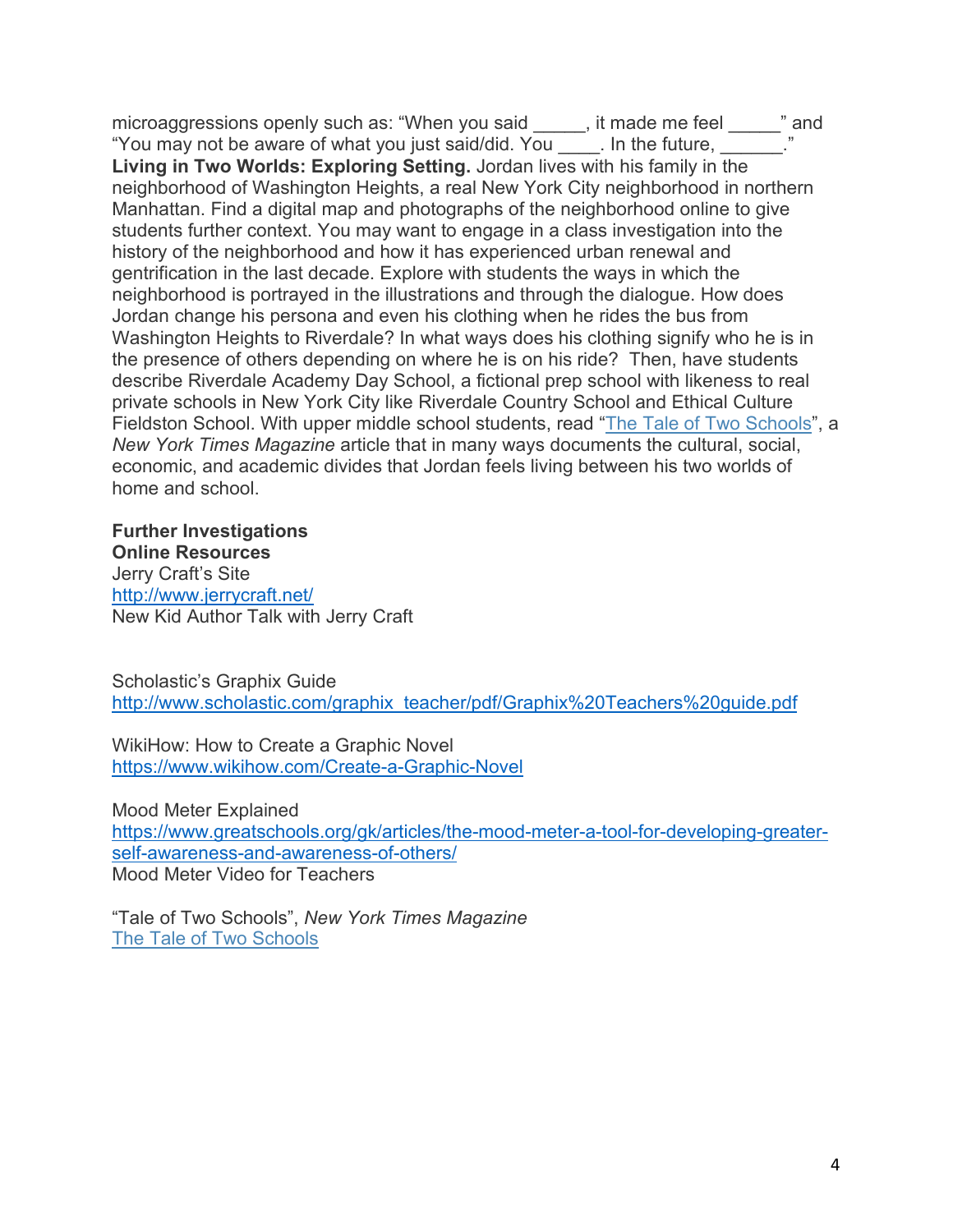microaggressions openly such as: "When you said _____, it made me feel _____" and "You may not be aware of what you just said/did. You ____. In the future, ______."

**Living in Two Worlds: Exploring Setting.** Jordan lives with his family in the neighborhood of Washington Heights, a real New York City neighborhood in northern Manhattan. Find a digital map and photographs of the neighborhood online to give students further context. You may want to engage in a class investigation into the history of the neighborhood and how it has experienced urban renewal and gentrification in the last decade. Explore with students the ways in which the neighborhood is portrayed in the illustrations and through the dialogue. How does Jordan change his persona and even his clothing when he rides the bus from Washington Heights to Riverdale? In what ways does his clothing signify who he is in the presence of others depending on where he is on his ride? Then, have students describe Riverdale Academy Day School, a fictional prep school with likeness to real private schools in New York City like Riverdale Country School and Ethical Culture Fieldston School. With upper middle school students, read "The Tale of Two Schools", a *New York Times Magazine* article that in many ways documents the cultural, social, economic, and academic divides that Jordan feels living between his two worlds of home and school.

**Further Investigations**
**Online Resources**

Jerry Craft's Site
http://www.jerrycraft.net/
New Kid Author Talk with Jerry Craft

Scholastic's Graphix Guide
http://www.scholastic.com/graphix_teacher/pdf/Graphix%20Teachers%20guide.pdf

WikiHow: How to Create a Graphic Novel
https://www.wikihow.com/Create-a-Graphic-Novel

Mood Meter Explained
https://www.greatschools.org/gk/articles/the-mood-meter-a-tool-for-developing-greater-self-awareness-and-awareness-of-others/
Mood Meter Video for Teachers

"Tale of Two Schools", *New York Times Magazine*
The Tale of Two Schools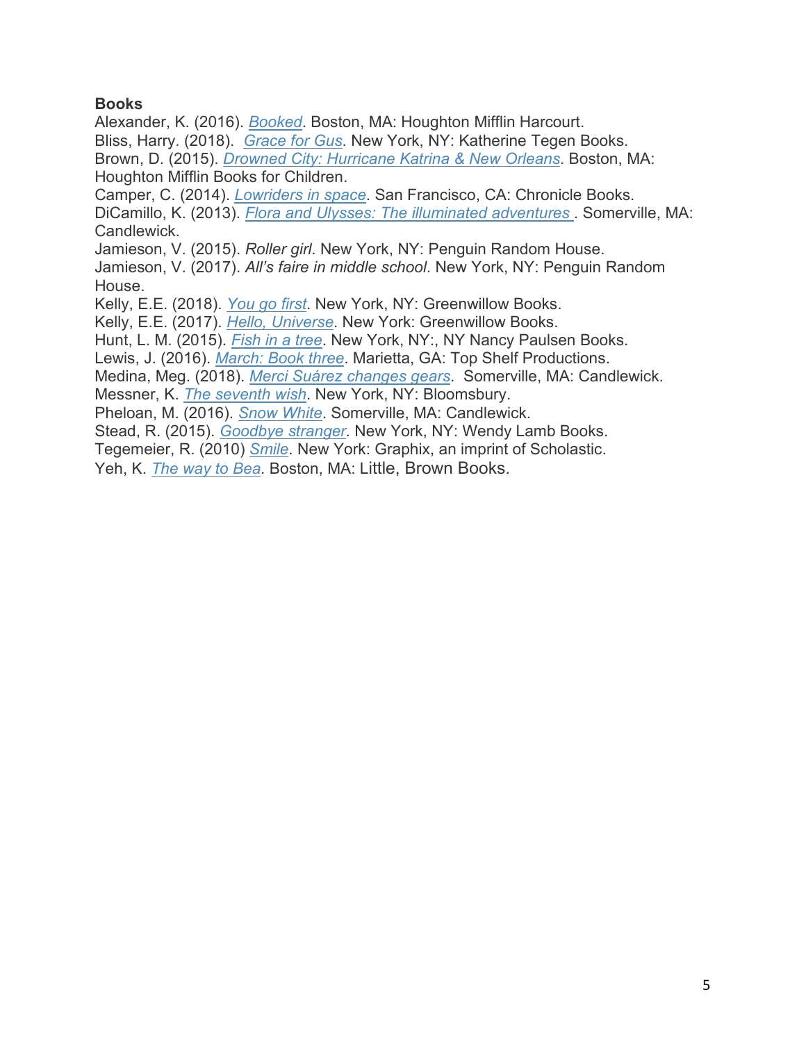**Books**

Alexander, K. (2016). *Booked*. Boston, MA: Houghton Mifflin Harcourt.
Bliss, Harry. (2018). *Grace for Gus*. New York, NY: Katherine Tegen Books.
Brown, D. (2015). *Drowned City: Hurricane Katrina & New Orleans*. Boston, MA: Houghton Mifflin Books for Children.
Camper, C. (2014). *Lowriders in space*. San Francisco, CA: Chronicle Books.
DiCamillo, K. (2013). *Flora and Ulysses: The illuminated adventures* . Somerville, MA: Candlewick.
Jamieson, V. (2015). *Roller girl*. New York, NY: Penguin Random House.
Jamieson, V. (2017). *All's faire in middle school*. New York, NY: Penguin Random House.
Kelly, E.E. (2018). *You go first*. New York, NY: Greenwillow Books.
Kelly, E.E. (2017). *Hello, Universe*. New York: Greenwillow Books.
Hunt, L. M. (2015). *Fish in a tree*. New York, NY:, NY Nancy Paulsen Books.
Lewis, J. (2016). *March: Book three*. Marietta, GA: Top Shelf Productions.
Medina, Meg. (2018). *Merci Suárez changes gears*. Somerville, MA: Candlewick.
Messner, K. *The seventh wish*. New York, NY: Bloomsbury.
Pheloan, M. (2016). *Snow White*. Somerville, MA: Candlewick.
Stead, R. (2015). *Goodbye stranger*. New York, NY: Wendy Lamb Books.
Tegemeier, R. (2010) *Smile*. New York: Graphix, an imprint of Scholastic.
Yeh, K. *The way to Bea*. Boston, MA: Little, Brown Books.